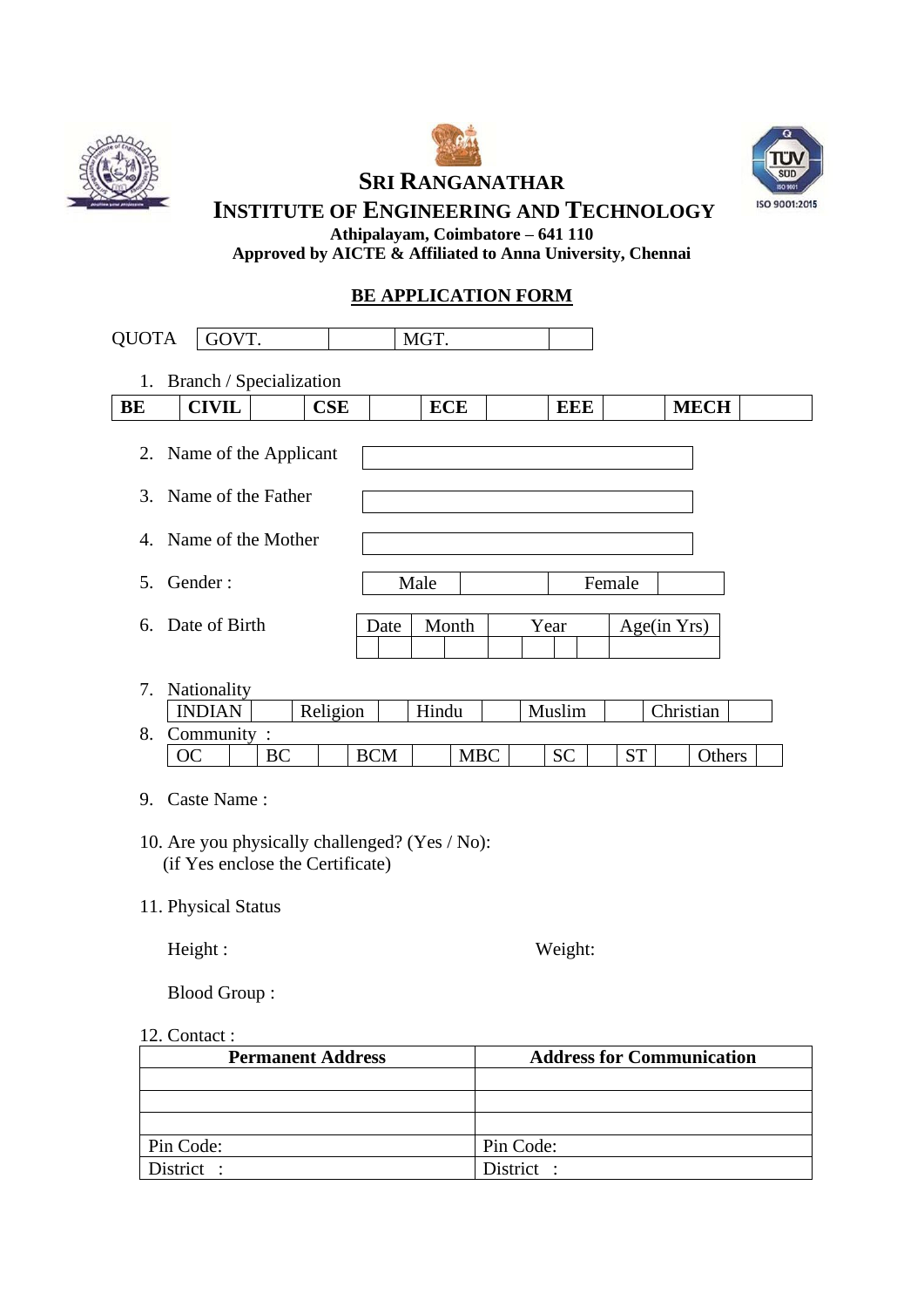# SRI RANGANATHAR INSTITUTE OF ENGINEERING AND TECHNOLOGY

**Athipalayam, Coimbatore – 641 110**
**Approved by AICTE & Affiliated to Anna University, Chennai**

ISO 9001:2015

## BE APPLICATION FORM

| QUOTA | GOVT. | | MGT. | |
|---|---|---|---|---|

1. Branch / Specialization

| BE | CIVIL | | CSE | | ECE | | EEE | | MECH | |
|---|---|---|---|---|---|---|---|---|---|---|

2. Name of the Applicant
3. Name of the Father
4. Name of the Mother
5. Gender :

| Male | | Female | |
|---|---|---|---|

6. Date of Birth

| Date | | Month | | Year | | | | Age(in Yrs) |
|---|---|---|---|---|---|---|---|---|
| | | | | | | | | |

7. Nationality

| INDIAN | | Religion | | Hindu | | Muslim | | Christian | |
|---|---|---|---|---|---|---|---|---|---|

8. Community :

| OC | | BC | | BCM | | MBC | | SC | | ST | | Others | |
|---|---|---|---|---|---|---|---|---|---|---|---|---|---|

9. Caste Name :

10. Are you physically challenged? (Yes / No):
    (if Yes enclose the Certificate)

11. Physical Status

    Height : Weight:

    Blood Group :

12. Contact :

| Permanent Address | Address for Communication |
|---|---|
| | |
| | |
| | |
| Pin Code: | Pin Code: |
| District : | District : |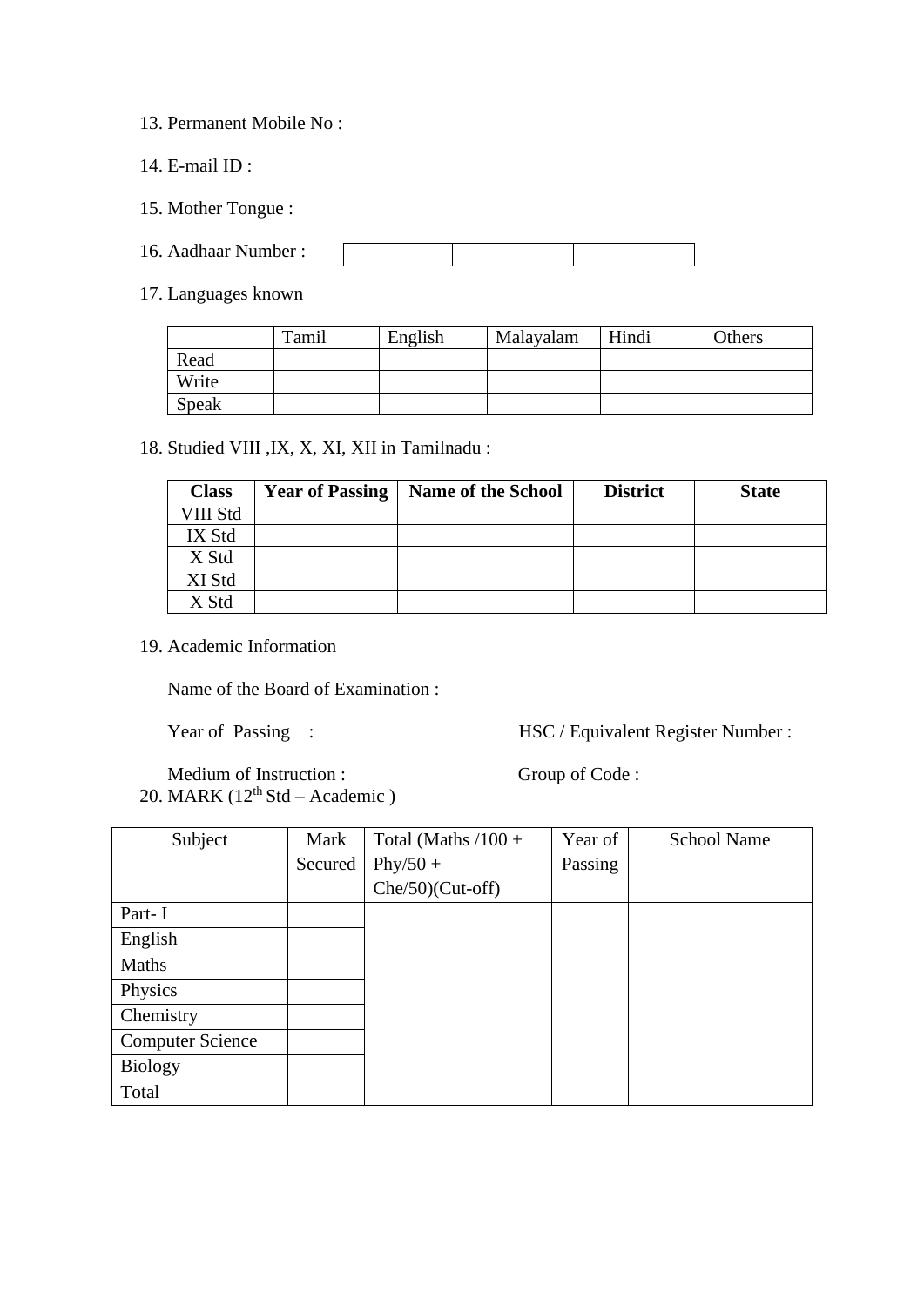13. Permanent Mobile No :

14. E-mail ID :

15. Mother Tongue :

16. Aadhaar Number :

| | | |
|---|---|---|
| | | |

17. Languages known

| | Tamil | English | Malayalam | Hindi | Others |
|---|---|---|---|---|---|
| Read | | | | | |
| Write | | | | | |
| Speak | | | | | |

18. Studied VIII ,IX, X, XI, XII in Tamilnadu :

| **Class** | **Year of Passing** | **Name of the School** | **District** | **State** |
|---|---|---|---|---|
| VIII Std | | | | |
| IX Std | | | | |
| X Std | | | | |
| XI Std | | | | |
| X Std | | | | |

19. Academic Information

Name of the Board of Examination :

Year of Passing :

HSC / Equivalent Register Number :

Medium of Instruction :

Group of Code :

20. MARK (12th Std – Academic )

| Subject | Mark Secured | Total (Maths /100 + Phy/50 + Che/50)(Cut-off) | Year of Passing | School Name |
|---|---|---|---|---|
| Part- I | | | | |
| English | | | | |
| Maths | | | | |
| Physics | | | | |
| Chemistry | | | | |
| Computer Science | | | | |
| Biology | | | | |
| Total | | | | |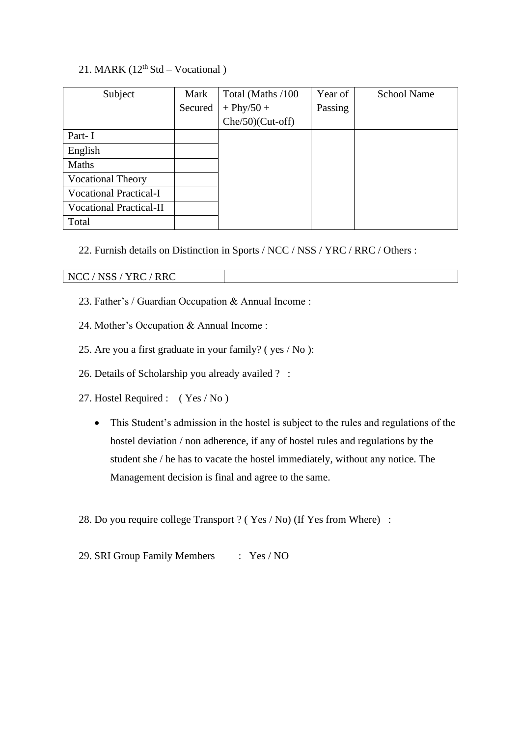21. MARK ($12^{th}$ Std – Vocational )

| Subject | Mark Secured | Total (Maths /100 + Phy/50 + Che/50)(Cut-off) | Year of Passing | School Name |
|---|---|---|---|---|
| Part- I | | | | |
| English | | | | |
| Maths | | | | |
| Vocational Theory | | | | |
| Vocational Practical-I | | | | |
| Vocational Practical-II | | | | |
| Total | | | | |

22. Furnish details on Distinction in Sports / NCC / NSS / YRC / RRC / Others :

| NCC / NSS / YRC / RRC | |
|---|---|

23. Father's / Guardian Occupation & Annual Income :

24. Mother's Occupation & Annual Income :

25. Are you a first graduate in your family? ( yes / No ):

26. Details of Scholarship you already availed ? :

27. Hostel Required : ( Yes / No )

- This Student's admission in the hostel is subject to the rules and regulations of the hostel deviation / non adherence, if any of hostel rules and regulations by the student she / he has to vacate the hostel immediately, without any notice. The Management decision is final and agree to the same.

28. Do you require college Transport ? ( Yes / No) (If Yes from Where) :

29. SRI Group Family Members : Yes / NO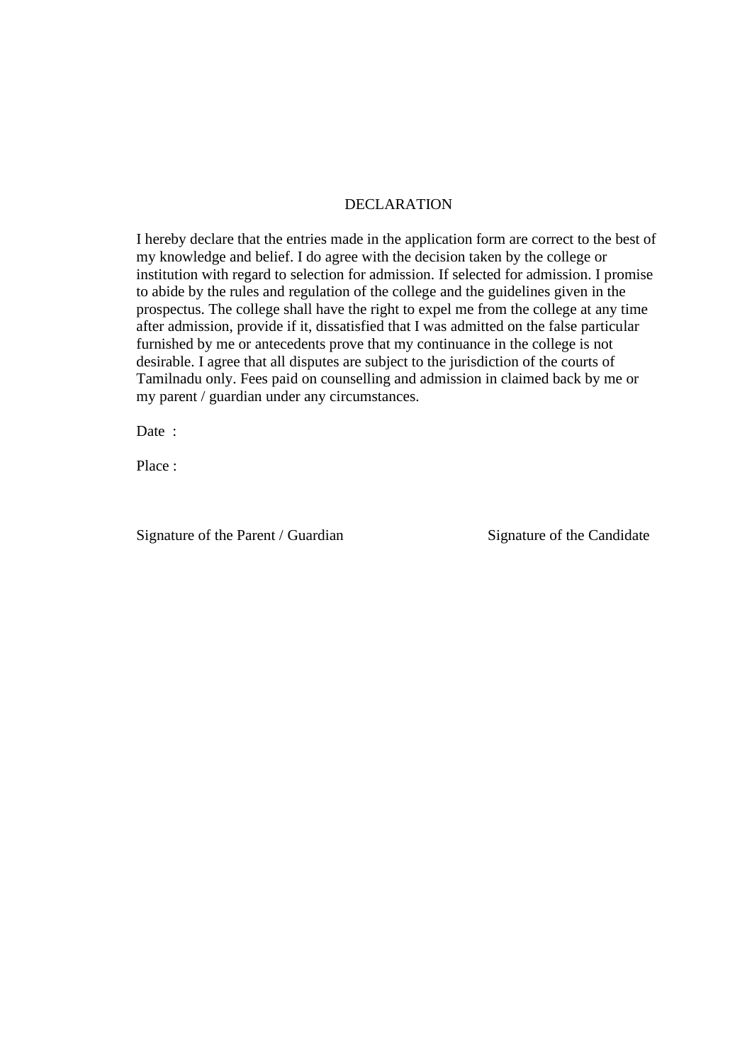# DECLARATION

I hereby declare that the entries made in the application form are correct to the best of my knowledge and belief. I do agree with the decision taken by the college or institution with regard to selection for admission. If selected for admission. I promise to abide by the rules and regulation of the college and the guidelines given in the prospectus. The college shall have the right to expel me from the college at any time after admission, provide if it, dissatisfied that I was admitted on the false particular furnished by me or antecedents prove that my continuance in the college is not desirable. I agree that all disputes are subject to the jurisdiction of the courts of Tamilnadu only. Fees paid on counselling and admission in claimed back by me or my parent / guardian under any circumstances.

Date :

Place :

Signature of the Parent / Guardian

Signature of the Candidate